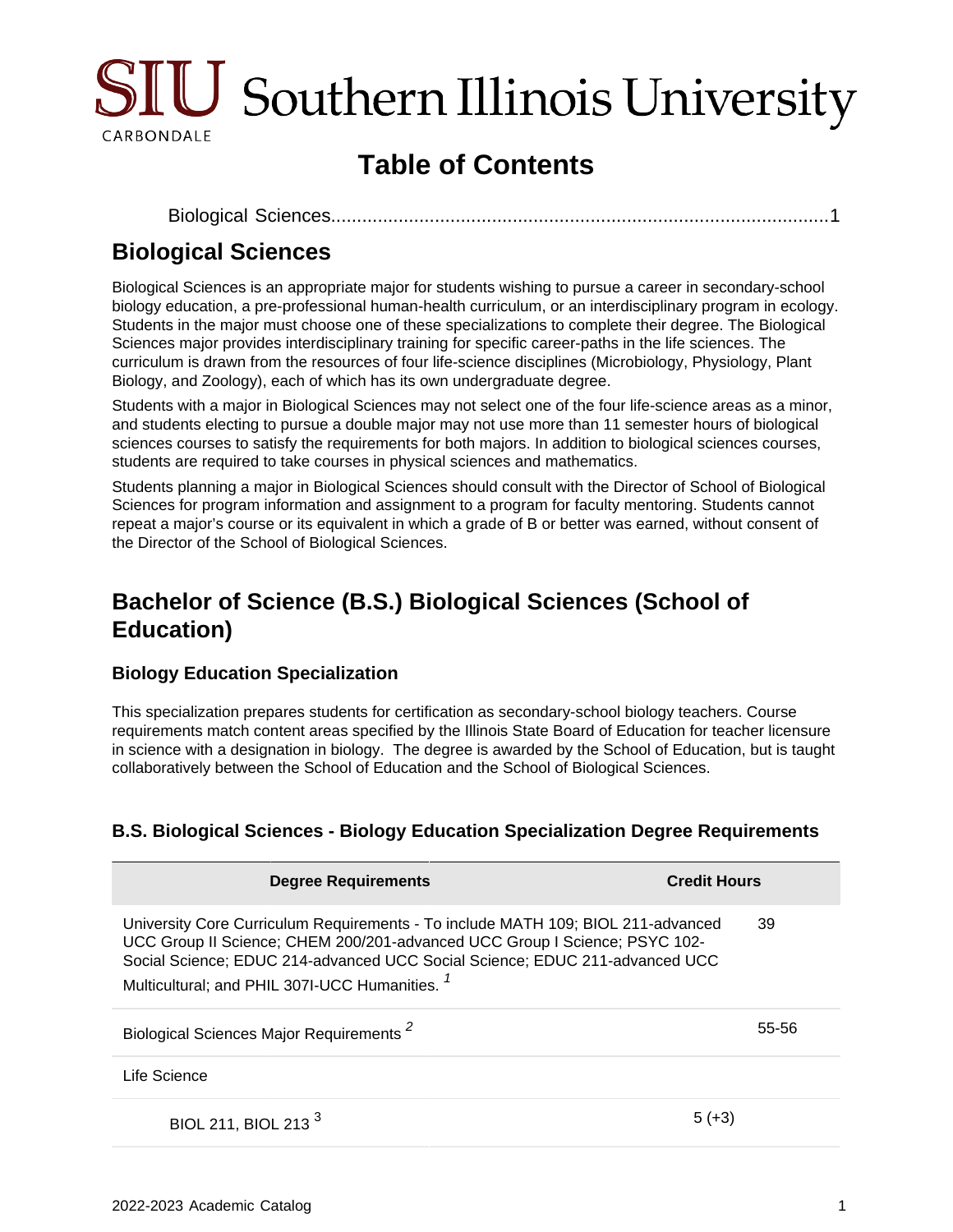# Table of Contents

Biological Sciences....................................................................................................1

## Biological Sciences

Biological Sciences is an appropriate major for students wishing to pursue a career in secondary-school biology education, a pre-professional human-health curriculum, or an interdisciplinary program in ecology. Students in the major must choose one of these specializations to complete their degree. The Biological Sciences major provides interdisciplinary training for specific career-paths in the life sciences. The curriculum is drawn from the resources of four life-science disciplines (Microbiology, Physiology, Plant Biology, and Zoology), each of which has its own undergraduate degree.

Students with a major in Biological Sciences may not select one of the four life-science areas as a minor, and students electing to pursue a double major may not use more than 11 semester hours of biological sciences courses to satisfy the requirements for both majors. In addition to biological sciences courses, students are required to take courses in physical sciences and mathematics.

Students planning a major in Biological Sciences should consult with the Director of School of Biological Sciences for program information and assignment to a program for faculty mentoring. Students cannot repeat a major's course or its equivalent in which a grade of B or better was earned, without consent of the Director of the School of Biological Sciences.

## Bachelor of Science (B.S.) Biological Sciences (School of Education)

### Biology Education Specialization

This specialization prepares students for certification as secondary-school biology teachers. Course requirements match content areas specified by the Illinois State Board of Education for teacher licensure in science with a designation in biology. The degree is awarded by the School of Education, but is taught collaboratively between the School of Education and the School of Biological Sciences.

### B.S. Biological Sciences - Biology Education Specialization Degree Requirements

| Degree Requirements | Credit Hours |
| --- | --- |
| University Core Curriculum Requirements - To include MATH 109; BIOL 211-advanced UCC Group II Science; CHEM 200/201-advanced UCC Group I Science; PSYC 102-Social Science; EDUC 214-advanced UCC Social Science; EDUC 211-advanced UCC Multicultural; and PHIL 307I-UCC Humanities. [1] | 39 |
| Biological Sciences Major Requirements [2] | 55-56 |
| Life Science | |
| BIOL 211, BIOL 213 [3] | 5 (+3) |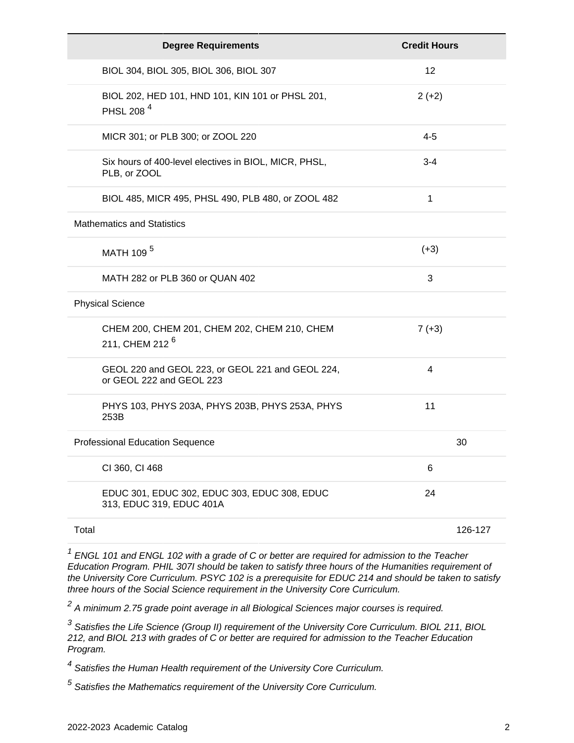| Degree Requirements | Credit Hours | |
|---|---|---|
| BIOL 304, BIOL 305, BIOL 306, BIOL 307 | 12 | |
| BIOL 202, HED 101, HND 101, KIN 101 or PHSL 201, PHSL 208 [4] | 2 (+2) | |
| MICR 301; or PLB 300; or ZOOL 220 | 4-5 | |
| Six hours of 400-level electives in BIOL, MICR, PHSL, PLB, or ZOOL | 3-4 | |
| BIOL 485, MICR 495, PHSL 490, PLB 480, or ZOOL 482 | 1 | |
| Mathematics and Statistics | | |
| MATH 109 [5] | (+3) | |
| MATH 282 or PLB 360 or QUAN 402 | 3 | |
| Physical Science | | |
| CHEM 200, CHEM 201, CHEM 202, CHEM 210, CHEM 211, CHEM 212 [6] | 7 (+3) | |
| GEOL 220 and GEOL 223, or GEOL 221 and GEOL 224, or GEOL 222 and GEOL 223 | 4 | |
| PHYS 103, PHYS 203A, PHYS 203B, PHYS 253A, PHYS 253B | 11 | |
| Professional Education Sequence | | 30 |
| CI 360, CI 468 | 6 | |
| EDUC 301, EDUC 302, EDUC 303, EDUC 308, EDUC 313, EDUC 319, EDUC 401A | 24 | |
| Total | | 126-127 |

*[1] ENGL 101 and ENGL 102 with a grade of C or better are required for admission to the Teacher Education Program. PHIL 307I should be taken to satisfy three hours of the Humanities requirement of the University Core Curriculum. PSYC 102 is a prerequisite for EDUC 214 and should be taken to satisfy three hours of the Social Science requirement in the University Core Curriculum.*

*[2] A minimum 2.75 grade point average in all Biological Sciences major courses is required.*

*[3] Satisfies the Life Science (Group II) requirement of the University Core Curriculum. BIOL 211, BIOL 212, and BIOL 213 with grades of C or better are required for admission to the Teacher Education Program.*

*[4] Satisfies the Human Health requirement of the University Core Curriculum.*

*[5] Satisfies the Mathematics requirement of the University Core Curriculum.*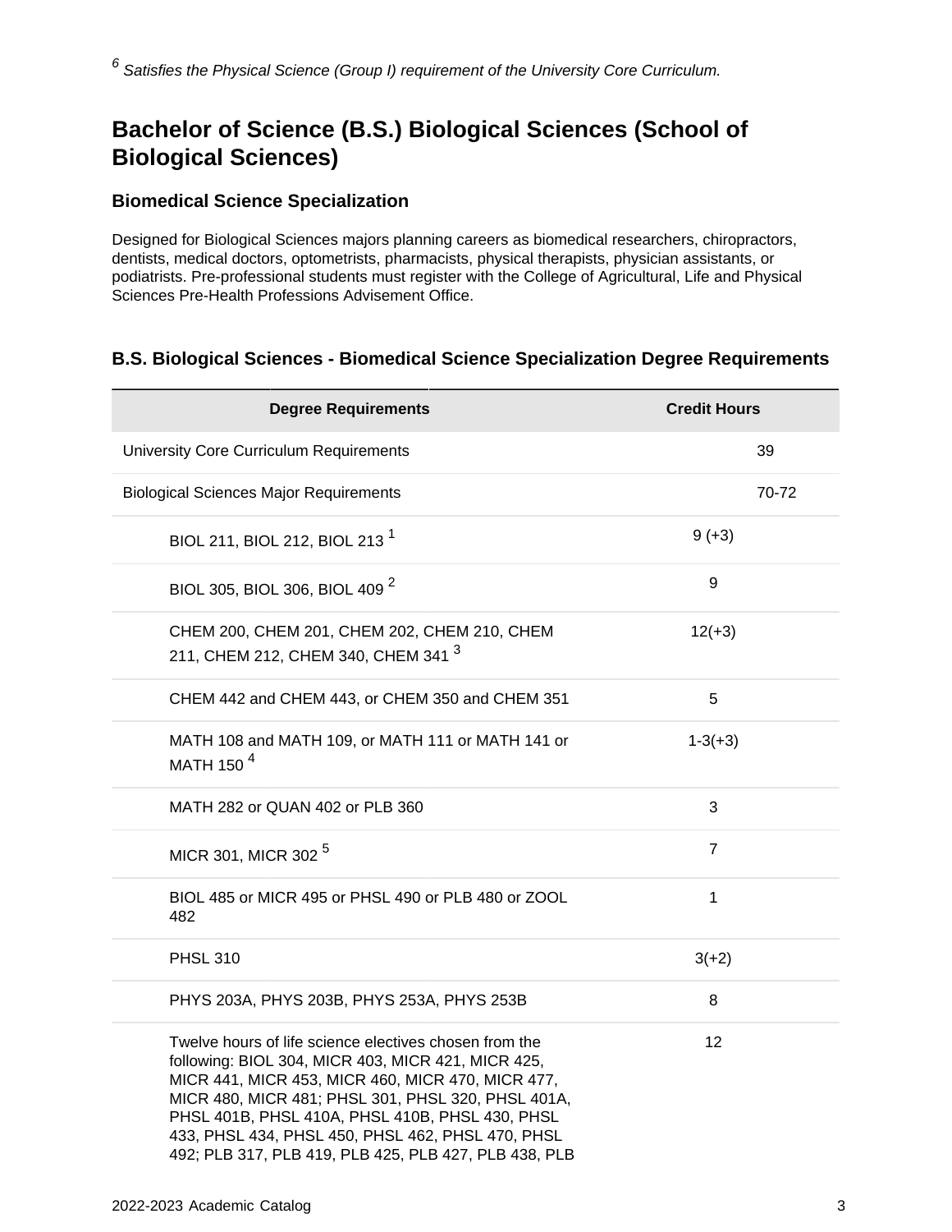[6] *Satisfies the Physical Science (Group I) requirement of the University Core Curriculum.*

## Bachelor of Science (B.S.) Biological Sciences (School of Biological Sciences)

### Biomedical Science Specialization

Designed for Biological Sciences majors planning careers as biomedical researchers, chiropractors, dentists, medical doctors, optometrists, pharmacists, physical therapists, physician assistants, or podiatrists. Pre-professional students must register with the College of Agricultural, Life and Physical Sciences Pre-Health Professions Advisement Office.

### B.S. Biological Sciences - Biomedical Science Specialization Degree Requirements

| Degree Requirements | Credit Hours | |
|---|---|---|
| University Core Curriculum Requirements | | 39 |
| Biological Sciences Major Requirements | | 70-72 |
| BIOL 211, BIOL 212, BIOL 213 [1] | 9 (+3) | |
| BIOL 305, BIOL 306, BIOL 409 [2] | 9 | |
| CHEM 200, CHEM 201, CHEM 202, CHEM 210, CHEM 211, CHEM 212, CHEM 340, CHEM 341 [3] | 12(+3) | |
| CHEM 442 and CHEM 443, or CHEM 350 and CHEM 351 | 5 | |
| MATH 108 and MATH 109, or MATH 111 or MATH 141 or MATH 150 [4] | 1-3(+3) | |
| MATH 282 or QUAN 402 or PLB 360 | 3 | |
| MICR 301, MICR 302 [5] | 7 | |
| BIOL 485 or MICR 495 or PHSL 490 or PLB 480 or ZOOL 482 | 1 | |
| PHSL 310 | 3(+2) | |
| PHYS 203A, PHYS 203B, PHYS 253A, PHYS 253B | 8 | |
| Twelve hours of life science electives chosen from the following: BIOL 304, MICR 403, MICR 421, MICR 425, MICR 441, MICR 453, MICR 460, MICR 470, MICR 477, MICR 480, MICR 481; PHSL 301, PHSL 320, PHSL 401A, PHSL 401B, PHSL 410A, PHSL 410B, PHSL 430, PHSL 433, PHSL 434, PHSL 450, PHSL 462, PHSL 470, PHSL 492; PLB 317, PLB 419, PLB 425, PLB 427, PLB 438, PLB | 12 | |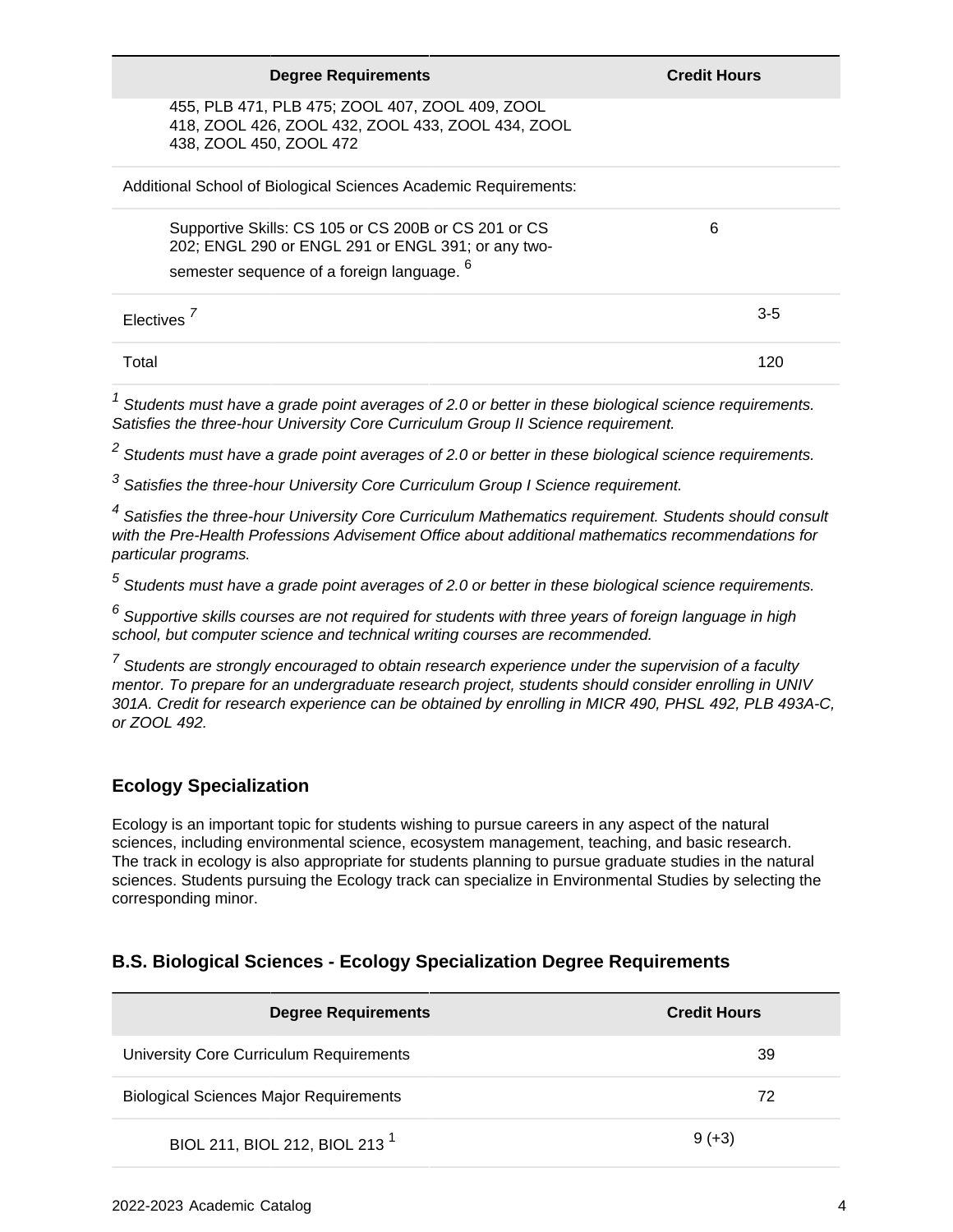| Degree Requirements | Credit Hours |
| --- | --- |
| 455, PLB 471, PLB 475; ZOOL 407, ZOOL 409, ZOOL 418, ZOOL 426, ZOOL 432, ZOOL 433, ZOOL 434, ZOOL 438, ZOOL 450, ZOOL 472 | |
| Additional School of Biological Sciences Academic Requirements: | |
| Supportive Skills: CS 105 or CS 200B or CS 201 or CS 202; ENGL 290 or ENGL 291 or ENGL 391; or any two-semester sequence of a foreign language. [6] | 6 |
| Electives [7] | 3-5 |
| Total | 120 |

[1] *Students must have a grade point averages of 2.0 or better in these biological science requirements. Satisfies the three-hour University Core Curriculum Group II Science requirement.*

[2] *Students must have a grade point averages of 2.0 or better in these biological science requirements.*

[3] *Satisfies the three-hour University Core Curriculum Group I Science requirement.*

[4] *Satisfies the three-hour University Core Curriculum Mathematics requirement. Students should consult with the Pre-Health Professions Advisement Office about additional mathematics recommendations for particular programs.*

[5] *Students must have a grade point averages of 2.0 or better in these biological science requirements.*

[6] *Supportive skills courses are not required for students with three years of foreign language in high school, but computer science and technical writing courses are recommended.*

[7] *Students are strongly encouraged to obtain research experience under the supervision of a faculty mentor. To prepare for an undergraduate research project, students should consider enrolling in UNIV 301A. Credit for research experience can be obtained by enrolling in MICR 490, PHSL 492, PLB 493A-C, or ZOOL 492.*

### Ecology Specialization

Ecology is an important topic for students wishing to pursue careers in any aspect of the natural sciences, including environmental science, ecosystem management, teaching, and basic research. The track in ecology is also appropriate for students planning to pursue graduate studies in the natural sciences. Students pursuing the Ecology track can specialize in Environmental Studies by selecting the corresponding minor.

### B.S. Biological Sciences - Ecology Specialization Degree Requirements

| Degree Requirements | Credit Hours |
| --- | --- |
| University Core Curriculum Requirements | 39 |
| Biological Sciences Major Requirements | 72 |
| BIOL 211, BIOL 212, BIOL 213 [1] | 9 (+3) |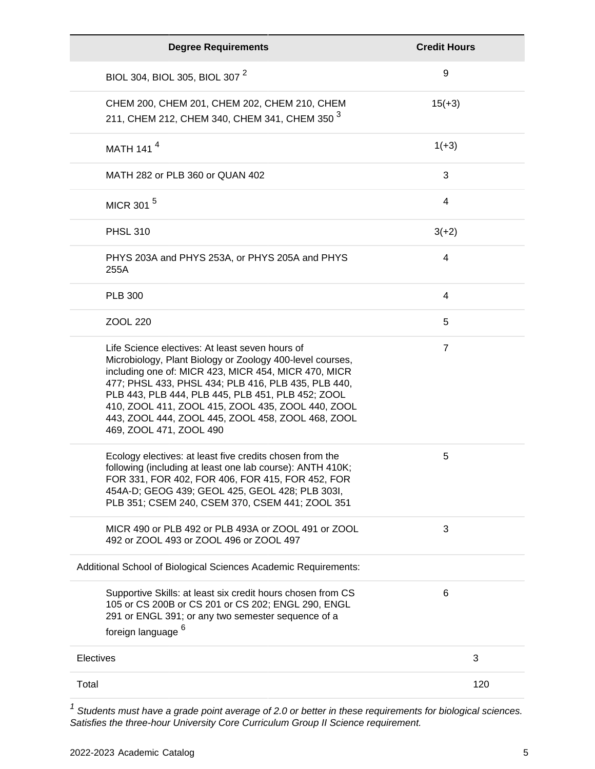| Degree Requirements | Credit Hours |
| --- | --- |
| BIOL 304, BIOL 305, BIOL 307 [2] | 9 |
| CHEM 200, CHEM 201, CHEM 202, CHEM 210, CHEM 211, CHEM 212, CHEM 340, CHEM 341, CHEM 350 [3] | 15(+3) |
| MATH 141 [4] | 1(+3) |
| MATH 282 or PLB 360 or QUAN 402 | 3 |
| MICR 301 [5] | 4 |
| PHSL 310 | 3(+2) |
| PHYS 203A and PHYS 253A, or PHYS 205A and PHYS 255A | 4 |
| PLB 300 | 4 |
| ZOOL 220 | 5 |
| Life Science electives: At least seven hours of Microbiology, Plant Biology or Zoology 400-level courses, including one of: MICR 423, MICR 454, MICR 470, MICR 477; PHSL 433, PHSL 434; PLB 416, PLB 435, PLB 440, PLB 443, PLB 444, PLB 445, PLB 451, PLB 452; ZOOL 410, ZOOL 411, ZOOL 415, ZOOL 435, ZOOL 440, ZOOL 443, ZOOL 444, ZOOL 445, ZOOL 458, ZOOL 468, ZOOL 469, ZOOL 471, ZOOL 490 | 7 |
| Ecology electives: at least five credits chosen from the following (including at least one lab course): ANTH 410K; FOR 331, FOR 402, FOR 406, FOR 415, FOR 452, FOR 454A-D; GEOG 439; GEOL 425, GEOL 428; PLB 303I, PLB 351; CSEM 240, CSEM 370, CSEM 441; ZOOL 351 | 5 |
| MICR 490 or PLB 492 or PLB 493A or ZOOL 491 or ZOOL 492 or ZOOL 493 or ZOOL 496 or ZOOL 497 | 3 |
| Additional School of Biological Sciences Academic Requirements: | |
| Supportive Skills: at least six credit hours chosen from CS 105 or CS 200B or CS 201 or CS 202; ENGL 290, ENGL 291 or ENGL 391; or any two semester sequence of a foreign language [6] | 6 |
| Electives | 3 |
| Total | 120 |

[1] *Students must have a grade point average of 2.0 or better in these requirements for biological sciences. Satisfies the three-hour University Core Curriculum Group II Science requirement.*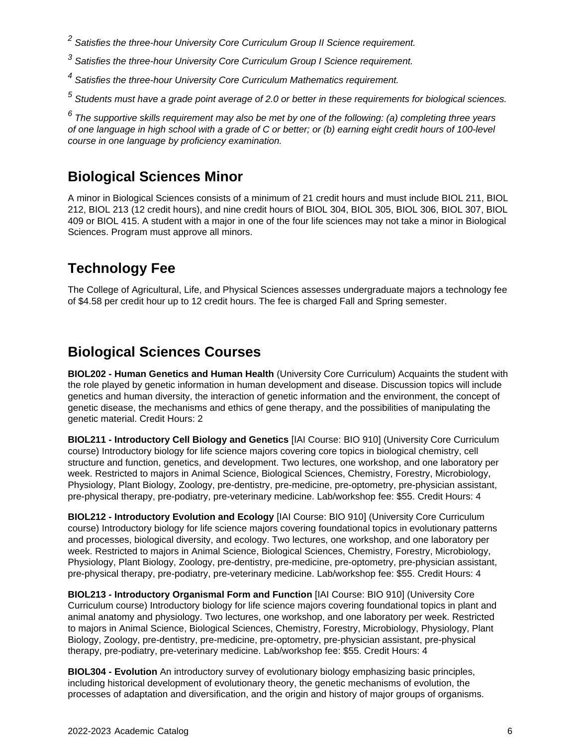[2] *Satisfies the three-hour University Core Curriculum Group II Science requirement.*

[3] *Satisfies the three-hour University Core Curriculum Group I Science requirement.*

[4] *Satisfies the three-hour University Core Curriculum Mathematics requirement.*

[5] *Students must have a grade point average of 2.0 or better in these requirements for biological sciences.*

[6] *The supportive skills requirement may also be met by one of the following: (a) completing three years of one language in high school with a grade of C or better; or (b) earning eight credit hours of 100-level course in one language by proficiency examination.*

## Biological Sciences Minor

A minor in Biological Sciences consists of a minimum of 21 credit hours and must include BIOL 211, BIOL 212, BIOL 213 (12 credit hours), and nine credit hours of BIOL 304, BIOL 305, BIOL 306, BIOL 307, BIOL 409 or BIOL 415. A student with a major in one of the four life sciences may not take a minor in Biological Sciences. Program must approve all minors.

## Technology Fee

The College of Agricultural, Life, and Physical Sciences assesses undergraduate majors a technology fee of $4.58 per credit hour up to 12 credit hours. The fee is charged Fall and Spring semester.

## Biological Sciences Courses

**BIOL202 - Human Genetics and Human Health** (University Core Curriculum) Acquaints the student with the role played by genetic information in human development and disease. Discussion topics will include genetics and human diversity, the interaction of genetic information and the environment, the concept of genetic disease, the mechanisms and ethics of gene therapy, and the possibilities of manipulating the genetic material. Credit Hours: 2

**BIOL211 - Introductory Cell Biology and Genetics** [IAI Course: BIO 910] (University Core Curriculum course) Introductory biology for life science majors covering core topics in biological chemistry, cell structure and function, genetics, and development. Two lectures, one workshop, and one laboratory per week. Restricted to majors in Animal Science, Biological Sciences, Chemistry, Forestry, Microbiology, Physiology, Plant Biology, Zoology, pre-dentistry, pre-medicine, pre-optometry, pre-physician assistant, pre-physical therapy, pre-podiatry, pre-veterinary medicine. Lab/workshop fee: $55. Credit Hours: 4

**BIOL212 - Introductory Evolution and Ecology** [IAI Course: BIO 910] (University Core Curriculum course) Introductory biology for life science majors covering foundational topics in evolutionary patterns and processes, biological diversity, and ecology. Two lectures, one workshop, and one laboratory per week. Restricted to majors in Animal Science, Biological Sciences, Chemistry, Forestry, Microbiology, Physiology, Plant Biology, Zoology, pre-dentistry, pre-medicine, pre-optometry, pre-physician assistant, pre-physical therapy, pre-podiatry, pre-veterinary medicine. Lab/workshop fee: $55. Credit Hours: 4

**BIOL213 - Introductory Organismal Form and Function** [IAI Course: BIO 910] (University Core Curriculum course) Introductory biology for life science majors covering foundational topics in plant and animal anatomy and physiology. Two lectures, one workshop, and one laboratory per week. Restricted to majors in Animal Science, Biological Sciences, Chemistry, Forestry, Microbiology, Physiology, Plant Biology, Zoology, pre-dentistry, pre-medicine, pre-optometry, pre-physician assistant, pre-physical therapy, pre-podiatry, pre-veterinary medicine. Lab/workshop fee: $55. Credit Hours: 4

**BIOL304 - Evolution** An introductory survey of evolutionary biology emphasizing basic principles, including historical development of evolutionary theory, the genetic mechanisms of evolution, the processes of adaptation and diversification, and the origin and history of major groups of organisms.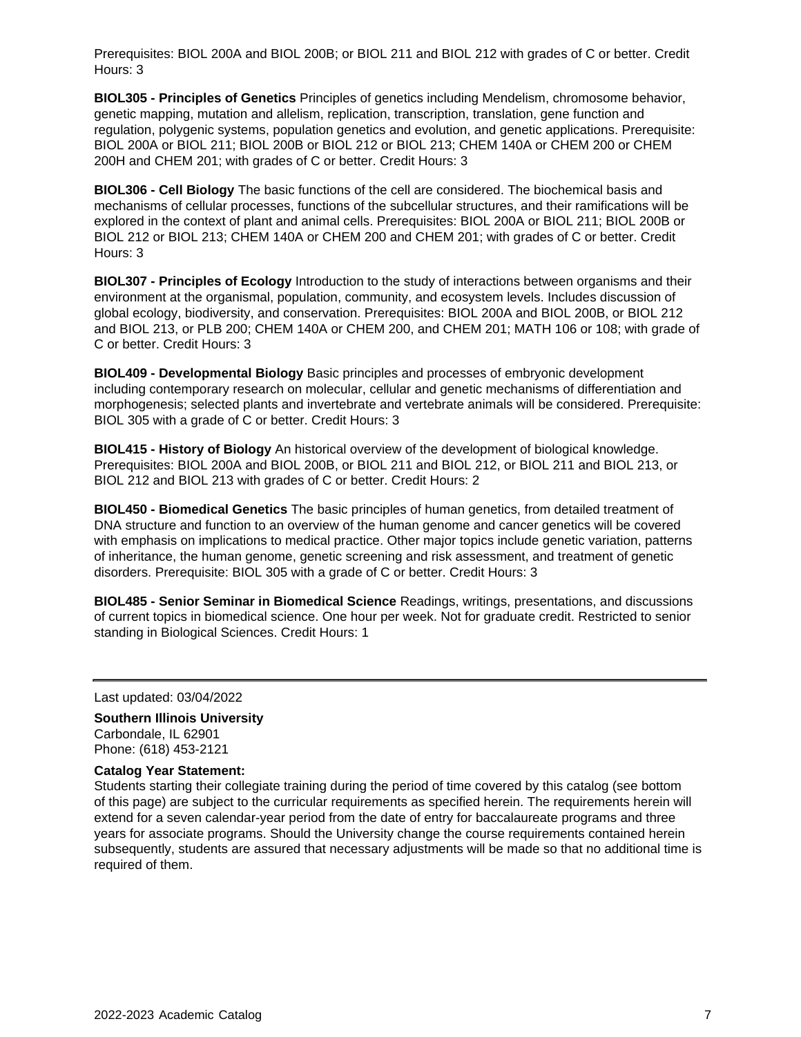Prerequisites: BIOL 200A and BIOL 200B; or BIOL 211 and BIOL 212 with grades of C or better. Credit Hours: 3

**BIOL305 - Principles of Genetics** Principles of genetics including Mendelism, chromosome behavior, genetic mapping, mutation and allelism, replication, transcription, translation, gene function and regulation, polygenic systems, population genetics and evolution, and genetic applications. Prerequisite: BIOL 200A or BIOL 211; BIOL 200B or BIOL 212 or BIOL 213; CHEM 140A or CHEM 200 or CHEM 200H and CHEM 201; with grades of C or better. Credit Hours: 3

**BIOL306 - Cell Biology** The basic functions of the cell are considered. The biochemical basis and mechanisms of cellular processes, functions of the subcellular structures, and their ramifications will be explored in the context of plant and animal cells. Prerequisites: BIOL 200A or BIOL 211; BIOL 200B or BIOL 212 or BIOL 213; CHEM 140A or CHEM 200 and CHEM 201; with grades of C or better. Credit Hours: 3

**BIOL307 - Principles of Ecology** Introduction to the study of interactions between organisms and their environment at the organismal, population, community, and ecosystem levels. Includes discussion of global ecology, biodiversity, and conservation. Prerequisites: BIOL 200A and BIOL 200B, or BIOL 212 and BIOL 213, or PLB 200; CHEM 140A or CHEM 200, and CHEM 201; MATH 106 or 108; with grade of C or better. Credit Hours: 3

**BIOL409 - Developmental Biology** Basic principles and processes of embryonic development including contemporary research on molecular, cellular and genetic mechanisms of differentiation and morphogenesis; selected plants and invertebrate and vertebrate animals will be considered. Prerequisite: BIOL 305 with a grade of C or better. Credit Hours: 3

**BIOL415 - History of Biology** An historical overview of the development of biological knowledge. Prerequisites: BIOL 200A and BIOL 200B, or BIOL 211 and BIOL 212, or BIOL 211 and BIOL 213, or BIOL 212 and BIOL 213 with grades of C or better. Credit Hours: 2

**BIOL450 - Biomedical Genetics** The basic principles of human genetics, from detailed treatment of DNA structure and function to an overview of the human genome and cancer genetics will be covered with emphasis on implications to medical practice. Other major topics include genetic variation, patterns of inheritance, the human genome, genetic screening and risk assessment, and treatment of genetic disorders. Prerequisite: BIOL 305 with a grade of C or better. Credit Hours: 3

**BIOL485 - Senior Seminar in Biomedical Science** Readings, writings, presentations, and discussions of current topics in biomedical science. One hour per week. Not for graduate credit. Restricted to senior standing in Biological Sciences. Credit Hours: 1

---

Last updated: 03/04/2022

**Southern Illinois University**
Carbondale, IL 62901
Phone: (618) 453-2121

**Catalog Year Statement:**
Students starting their collegiate training during the period of time covered by this catalog (see bottom of this page) are subject to the curricular requirements as specified herein. The requirements herein will extend for a seven calendar-year period from the date of entry for baccalaureate programs and three years for associate programs. Should the University change the course requirements contained herein subsequently, students are assured that necessary adjustments will be made so that no additional time is required of them.

2022-2023 Academic Catalog